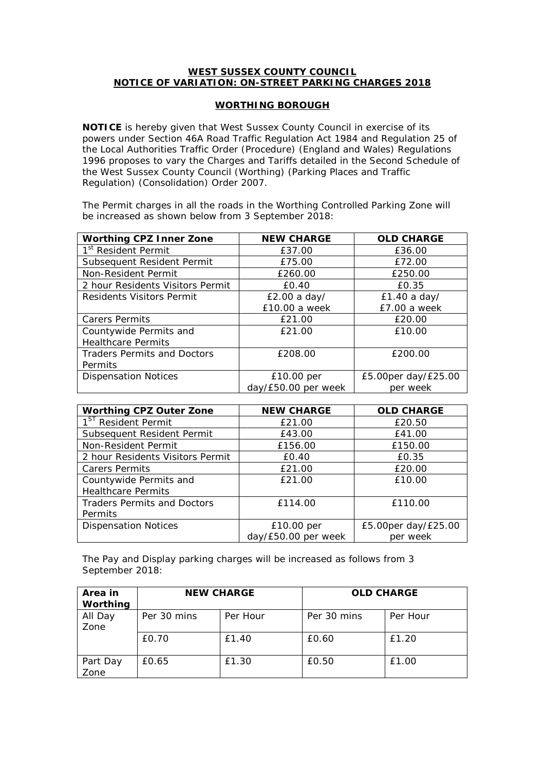**WEST SUSSEX COUNTY COUNCIL**
**NOTICE OF VARIATION: ON-STREET PARKING CHARGES 2018**

**WORTHING BOROUGH**

**NOTICE** is hereby given that West Sussex County Council in exercise of its powers under Section 46A Road Traffic Regulation Act 1984 and Regulation 25 of the Local Authorities Traffic Order (Procedure) (England and Wales) Regulations 1996 proposes to vary the Charges and Tariffs detailed in the Second Schedule of the West Sussex County Council (Worthing) (Parking Places and Traffic Regulation) (Consolidation) Order 2007.

The Permit charges in all the roads in the Worthing Controlled Parking Zone will be increased as shown below from 3 September 2018:

| Worthing CPZ Inner Zone | NEW CHARGE | OLD CHARGE |
|---|---|---|
| 1st Resident Permit | £37.00 | £36.00 |
| Subsequent Resident Permit | £75.00 | £72.00 |
| Non-Resident Permit | £260.00 | £250.00 |
| 2 hour Residents Visitors Permit | £0.40 | £0.35 |
| Residents Visitors Permit | £2.00 a day/ £10.00 a week | £1.40 a day/ £7.00 a week |
| Carers Permits | £21.00 | £20.00 |
| Countywide Permits and Healthcare Permits | £21.00 | £10.00 |
| Traders Permits and Doctors Permits | £208.00 | £200.00 |
| Dispensation Notices | £10.00 per day/£50.00 per week | £5.00per day/£25.00 per week |

| Worthing CPZ Outer Zone | NEW CHARGE | OLD CHARGE |
|---|---|---|
| 1ST Resident Permit | £21.00 | £20.50 |
| Subsequent Resident Permit | £43.00 | £41.00 |
| Non-Resident Permit | £156.00 | £150.00 |
| 2 hour Residents Visitors Permit | £0.40 | £0.35 |
| Carers Permits | £21.00 | £20.00 |
| Countywide Permits and Healthcare Permits | £21.00 | £10.00 |
| Traders Permits and Doctors Permits | £114.00 | £110.00 |
| Dispensation Notices | £10.00 per day/£50.00 per week | £5.00per day/£25.00 per week |

The Pay and Display parking charges will be increased as follows from 3 September 2018:

| Area in Worthing | NEW CHARGE | | OLD CHARGE | |
|---|---|---|---|---|
| All Day Zone | Per 30 mins | Per Hour | Per 30 mins | Per Hour |
| | £0.70 | £1.40 | £0.60 | £1.20 |
| Part Day Zone | £0.65 | £1.30 | £0.50 | £1.00 |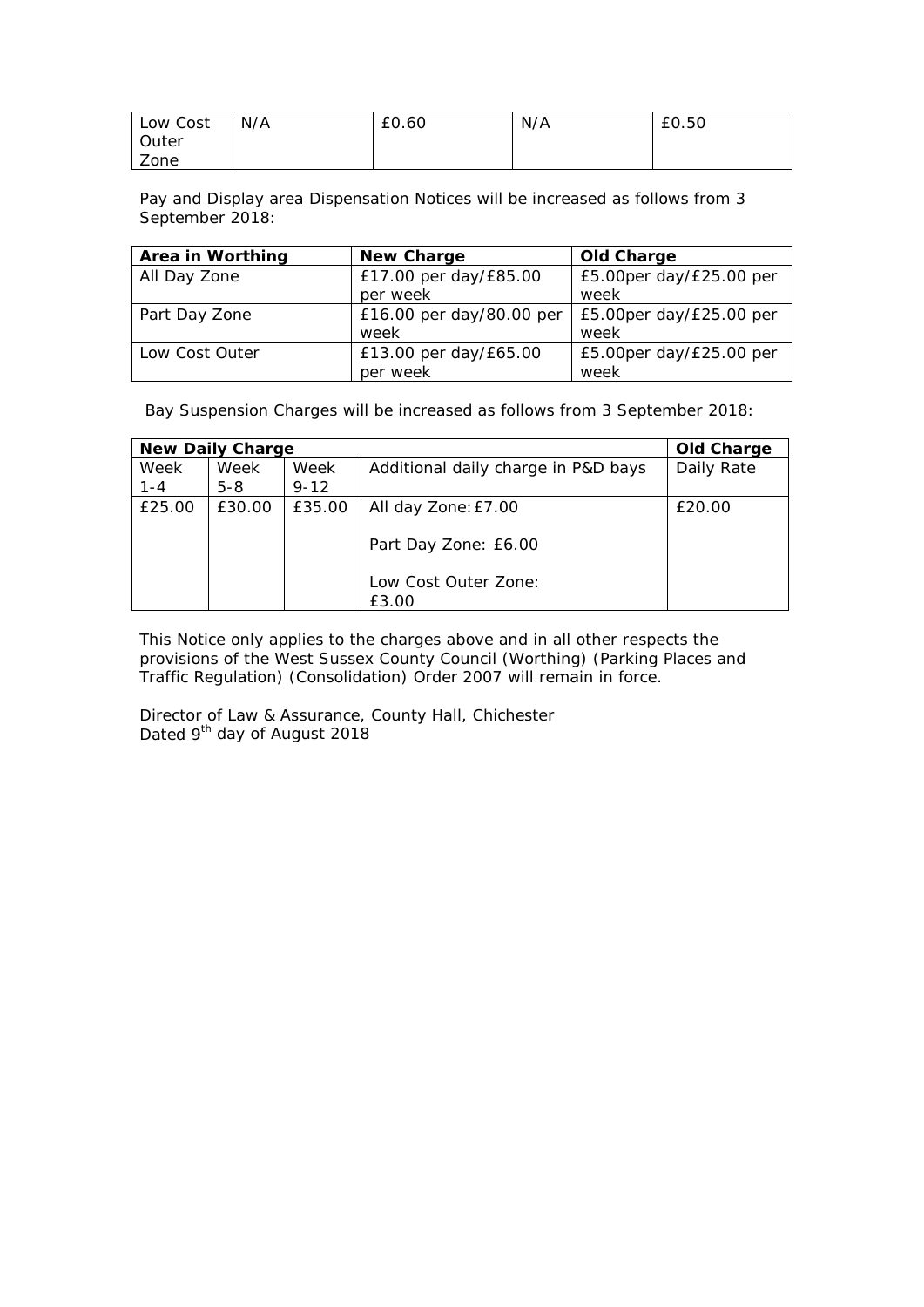| | | | | |
|---|---|---|---|---|
| Low Cost Outer Zone | N/A | £0.60 | N/A | £0.50 |

Pay and Display area Dispensation Notices will be increased as follows from 3 September 2018:

| Area in Worthing | New Charge | Old Charge |
|---|---|---|
| All Day Zone | £17.00 per day/£85.00 per week | £5.00per day/£25.00 per week |
| Part Day Zone | £16.00 per day/80.00 per week | £5.00per day/£25.00 per week |
| Low Cost Outer | £13.00 per day/£65.00 per week | £5.00per day/£25.00 per week |

Bay Suspension Charges will be increased as follows from 3 September 2018:

| New Daily Charge | | | | Old Charge |
|---|---|---|---|---|
| Week 1-4 | Week 5-8 | Week 9-12 | Additional daily charge in P&D bays | Daily Rate |
| £25.00 | £30.00 | £35.00 | All day Zone: £7.00<br><br>Part Day Zone: £6.00<br><br>Low Cost Outer Zone: £3.00 | £20.00 |

This Notice only applies to the charges above and in all other respects the provisions of the West Sussex County Council (Worthing) (Parking Places and Traffic Regulation) (Consolidation) Order 2007 will remain in force.

Director of Law & Assurance, County Hall, Chichester
Dated 9th day of August 2018